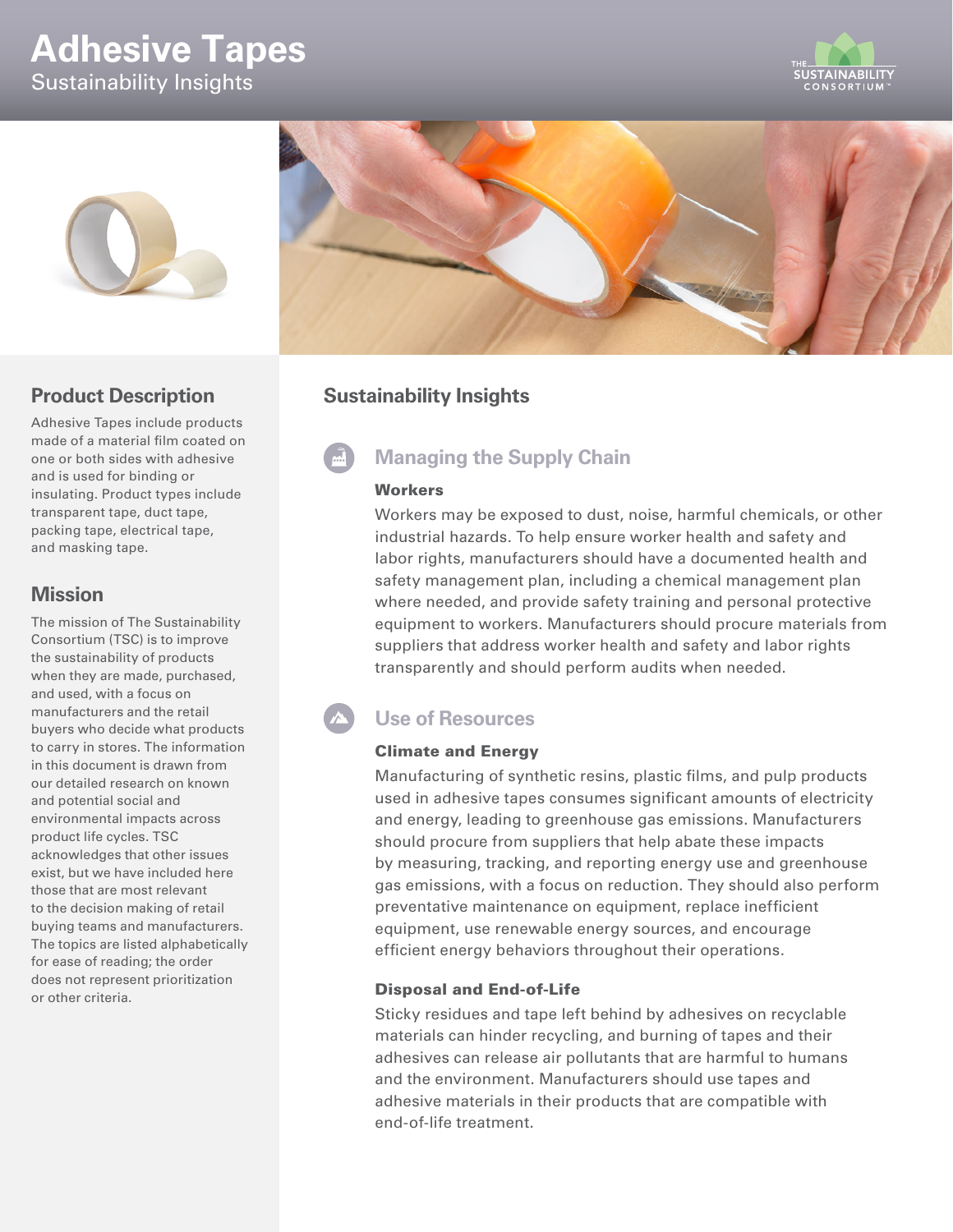# Adhesive Tapes

Sustainability Insights

## Product Description

Adhesive Tapes include products made of a material film coated on one or both sides with adhesive and is used for binding or insulating. Product types include transparent tape, duct tape, packing tape, electrical tape, and masking tape.

## Mission

The mission of The Sustainability Consortium (TSC) is to improve the sustainability of products when they are made, purchased, and used, with a focus on manufacturers and the retail buyers who decide what products to carry in stores. The information in this document is drawn from our detailed research on known and potential social and environmental impacts across product life cycles. TSC acknowledges that other issues exist, but we have included here those that are most relevant to the decision making of retail buying teams and manufacturers. The topics are listed alphabetically for ease of reading; the order does not represent prioritization or other criteria.

## Sustainability Insights

### Managing the Supply Chain

#### Workers

Workers may be exposed to dust, noise, harmful chemicals, or other industrial hazards. To help ensure worker health and safety and labor rights, manufacturers should have a documented health and safety management plan, including a chemical management plan where needed, and provide safety training and personal protective equipment to workers. Manufacturers should procure materials from suppliers that address worker health and safety and labor rights transparently and should perform audits when needed.

### Use of Resources

#### Climate and Energy

Manufacturing of synthetic resins, plastic films, and pulp products used in adhesive tapes consumes significant amounts of electricity and energy, leading to greenhouse gas emissions. Manufacturers should procure from suppliers that help abate these impacts by measuring, tracking, and reporting energy use and greenhouse gas emissions, with a focus on reduction. They should also perform preventative maintenance on equipment, replace inefficient equipment, use renewable energy sources, and encourage efficient energy behaviors throughout their operations.

#### Disposal and End-of-Life

Sticky residues and tape left behind by adhesives on recyclable materials can hinder recycling, and burning of tapes and their adhesives can release air pollutants that are harmful to humans and the environment. Manufacturers should use tapes and adhesive materials in their products that are compatible with end-of-life treatment.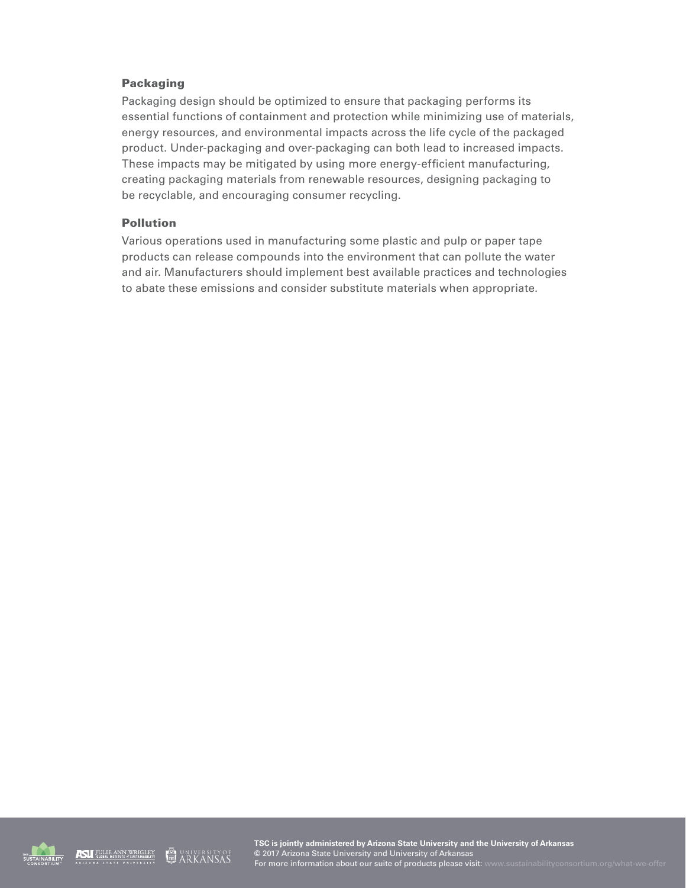### Packaging

Packaging design should be optimized to ensure that packaging performs its essential functions of containment and protection while minimizing use of materials, energy resources, and environmental impacts across the life cycle of the packaged product. Under-packaging and over-packaging can both lead to increased impacts. These impacts may be mitigated by using more energy-efficient manufacturing, creating packaging materials from renewable resources, designing packaging to be recyclable, and encouraging consumer recycling.

### Pollution

Various operations used in manufacturing some plastic and pulp or paper tape products can release compounds into the environment that can pollute the water and air. Manufacturers should implement best available practices and technologies to abate these emissions and consider substitute materials when appropriate.

**TSC is jointly administered by Arizona State University and the University of Arkansas**
© 2017 Arizona State University and University of Arkansas
For more information about our suite of products please visit: www.sustainabilityconsortium.org/what-we-offer